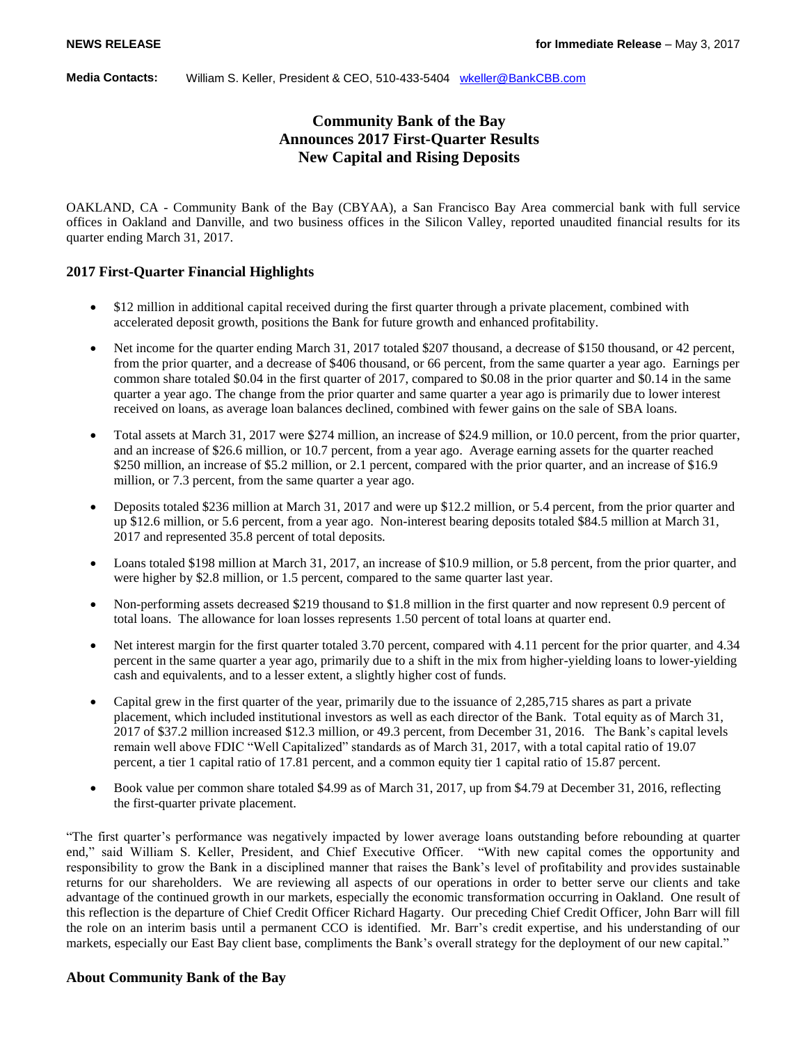**NEWS RELEASE** **for Immediate Release** – May 3, 2017

**Media Contacts:** William S. Keller, President & CEO, 510-433-5404 wkeller@BankCBB.com

# Community Bank of the Bay Announces 2017 First-Quarter Results New Capital and Rising Deposits

OAKLAND, CA - Community Bank of the Bay (CBYAA), a San Francisco Bay Area commercial bank with full service offices in Oakland and Danville, and two business offices in the Silicon Valley, reported unaudited financial results for its quarter ending March 31, 2017.

## 2017 First-Quarter Financial Highlights

- $12 million in additional capital received during the first quarter through a private placement, combined with accelerated deposit growth, positions the Bank for future growth and enhanced profitability.
- Net income for the quarter ending March 31, 2017 totaled $207 thousand, a decrease of $150 thousand, or 42 percent, from the prior quarter, and a decrease of $406 thousand, or 66 percent, from the same quarter a year ago. Earnings per common share totaled $0.04 in the first quarter of 2017, compared to $0.08 in the prior quarter and $0.14 in the same quarter a year ago. The change from the prior quarter and same quarter a year ago is primarily due to lower interest received on loans, as average loan balances declined, combined with fewer gains on the sale of SBA loans.
- Total assets at March 31, 2017 were $274 million, an increase of $24.9 million, or 10.0 percent, from the prior quarter, and an increase of $26.6 million, or 10.7 percent, from a year ago. Average earning assets for the quarter reached $250 million, an increase of $5.2 million, or 2.1 percent, compared with the prior quarter, and an increase of $16.9 million, or 7.3 percent, from the same quarter a year ago.
- Deposits totaled $236 million at March 31, 2017 and were up $12.2 million, or 5.4 percent, from the prior quarter and up $12.6 million, or 5.6 percent, from a year ago. Non-interest bearing deposits totaled $84.5 million at March 31, 2017 and represented 35.8 percent of total deposits.
- Loans totaled $198 million at March 31, 2017, an increase of $10.9 million, or 5.8 percent, from the prior quarter, and were higher by $2.8 million, or 1.5 percent, compared to the same quarter last year.
- Non-performing assets decreased $219 thousand to $1.8 million in the first quarter and now represent 0.9 percent of total loans. The allowance for loan losses represents 1.50 percent of total loans at quarter end.
- Net interest margin for the first quarter totaled 3.70 percent, compared with 4.11 percent for the prior quarter, and 4.34 percent in the same quarter a year ago, primarily due to a shift in the mix from higher-yielding loans to lower-yielding cash and equivalents, and to a lesser extent, a slightly higher cost of funds.
- Capital grew in the first quarter of the year, primarily due to the issuance of 2,285,715 shares as part a private placement, which included institutional investors as well as each director of the Bank. Total equity as of March 31, 2017 of $37.2 million increased $12.3 million, or 49.3 percent, from December 31, 2016. The Bank's capital levels remain well above FDIC "Well Capitalized" standards as of March 31, 2017, with a total capital ratio of 19.07 percent, a tier 1 capital ratio of 17.81 percent, and a common equity tier 1 capital ratio of 15.87 percent.
- Book value per common share totaled $4.99 as of March 31, 2017, up from $4.79 at December 31, 2016, reflecting the first-quarter private placement.

"The first quarter's performance was negatively impacted by lower average loans outstanding before rebounding at quarter end," said William S. Keller, President, and Chief Executive Officer. "With new capital comes the opportunity and responsibility to grow the Bank in a disciplined manner that raises the Bank's level of profitability and provides sustainable returns for our shareholders. We are reviewing all aspects of our operations in order to better serve our clients and take advantage of the continued growth in our markets, especially the economic transformation occurring in Oakland. One result of this reflection is the departure of Chief Credit Officer Richard Hagarty. Our preceding Chief Credit Officer, John Barr will fill the role on an interim basis until a permanent CCO is identified. Mr. Barr's credit expertise, and his understanding of our markets, especially our East Bay client base, compliments the Bank's overall strategy for the deployment of our new capital."

## About Community Bank of the Bay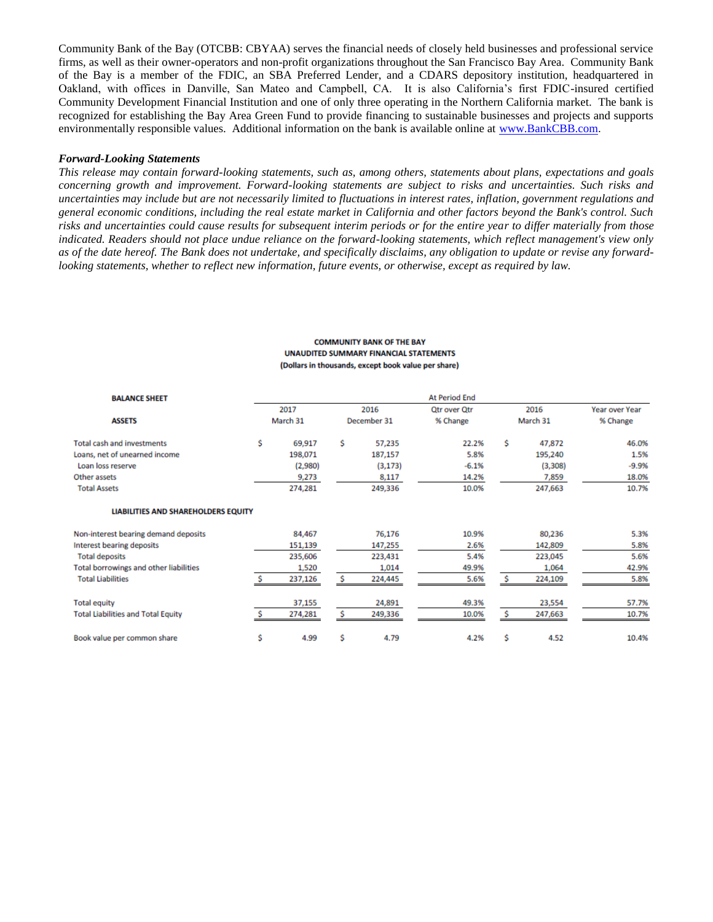Community Bank of the Bay (OTCBB: CBYAA) serves the financial needs of closely held businesses and professional service firms, as well as their owner-operators and non-profit organizations throughout the San Francisco Bay Area. Community Bank of the Bay is a member of the FDIC, an SBA Preferred Lender, and a CDARS depository institution, headquartered in Oakland, with offices in Danville, San Mateo and Campbell, CA. It is also California's first FDIC-insured certified Community Development Financial Institution and one of only three operating in the Northern California market. The bank is recognized for establishing the Bay Area Green Fund to provide financing to sustainable businesses and projects and supports environmentally responsible values. Additional information on the bank is available online at [www.BankCBB.com](http://www.BankCBB.com).

***Forward-Looking Statements***

*This release may contain forward-looking statements, such as, among others, statements about plans, expectations and goals concerning growth and improvement. Forward-looking statements are subject to risks and uncertainties. Such risks and uncertainties may include but are not necessarily limited to fluctuations in interest rates, inflation, government regulations and general economic conditions, including the real estate market in California and other factors beyond the Bank's control. Such risks and uncertainties could cause results for subsequent interim periods or for the entire year to differ materially from those indicated. Readers should not place undue reliance on the forward-looking statements, which reflect management's view only as of the date hereof. The Bank does not undertake, and specifically disclaims, any obligation to update or revise any forward-looking statements, whether to reflect new information, future events, or otherwise, except as required by law.*

**COMMUNITY BANK OF THE BAY**
**UNAUDITED SUMMARY FINANCIAL STATEMENTS**
**(Dollars in thousands, except book value per share)**

| **BALANCE SHEET** | At Period End | | | | |
|---|---|---|---|---|---|
| **ASSETS** | 2017 March 31 | 2016 December 31 | Qtr over Qtr % Change | 2016 March 31 | Year over Year % Change |
| Total cash and investments | $ 69,917 | $ 57,235 | 22.2% | $ 47,872 | 46.0% |
| Loans, net of unearned income | 198,071 | 187,157 | 5.8% | 195,240 | 1.5% |
| Loan loss reserve | (2,980) | (3,173) | -6.1% | (3,308) | -9.9% |
| Other assets | 9,273 | 8,117 | 14.2% | 7,859 | 18.0% |
| Total Assets | 274,281 | 249,336 | 10.0% | 247,663 | 10.7% |
| **LIABILITIES AND SHAREHOLDERS EQUITY** | | | | | |
| Non-interest bearing demand deposits | 84,467 | 76,176 | 10.9% | 80,236 | 5.3% |
| Interest bearing deposits | 151,139 | 147,255 | 2.6% | 142,809 | 5.8% |
| Total deposits | 235,606 | 223,431 | 5.4% | 223,045 | 5.6% |
| Total borrowings and other liabilities | 1,520 | 1,014 | 49.9% | 1,064 | 42.9% |
| Total Liabilities | $ 237,126 | $ 224,445 | 5.6% | $ 224,109 | 5.8% |
| Total equity | 37,155 | 24,891 | 49.3% | 23,554 | 57.7% |
| Total Liabilities and Total Equity | $ 274,281 | $ 249,336 | 10.0% | $ 247,663 | 10.7% |
| Book value per common share | $ 4.99 | $ 4.79 | 4.2% | $ 4.52 | 10.4% |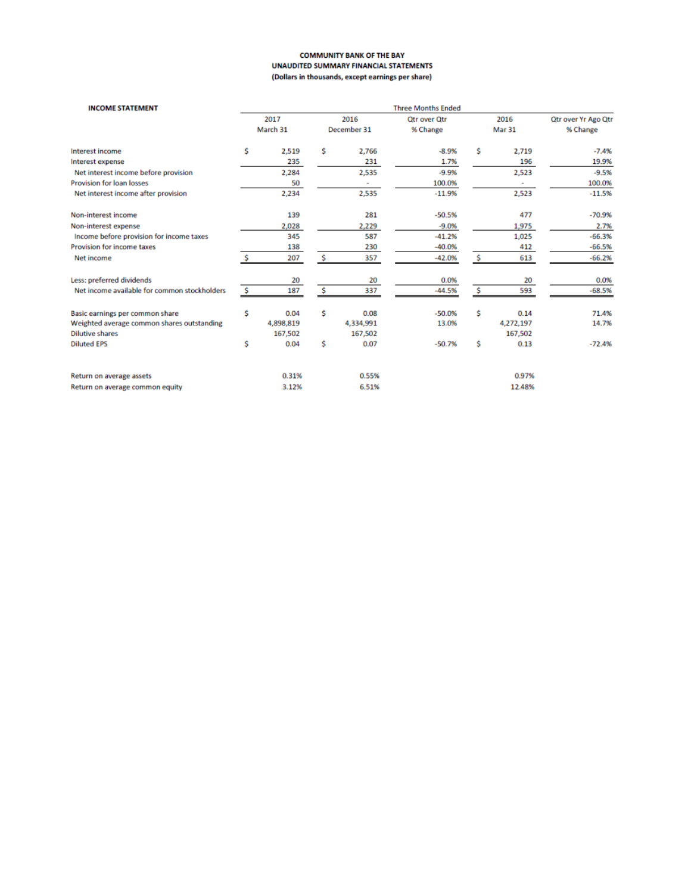**COMMUNITY BANK OF THE BAY**
**UNAUDITED SUMMARY FINANCIAL STATEMENTS**
**(Dollars in thousands, except earnings per share)**

| INCOME STATEMENT | Three Months Ended | | | | |
|---|---|---|---|---|---|
| | 2017 March 31 | 2016 December 31 | Qtr over Qtr % Change | 2016 Mar 31 | Qtr over Yr Ago Qtr % Change |
| Interest income | $ 2,519 | $ 2,766 | -8.9% | $ 2,719 | -7.4% |
| Interest expense | 235 | 231 | 1.7% | 196 | 19.9% |
| Net interest income before provision | 2,284 | 2,535 | -9.9% | 2,523 | -9.5% |
| Provision for loan losses | 50 | - | 100.0% | - | 100.0% |
| Net interest income after provision | 2,234 | 2,535 | -11.9% | 2,523 | -11.5% |
| | | | | | |
| Non-interest income | 139 | 281 | -50.5% | 477 | -70.9% |
| Non-interest expense | 2,028 | 2,229 | -9.0% | 1,975 | 2.7% |
| Income before provision for income taxes | 345 | 587 | -41.2% | 1,025 | -66.3% |
| Provision for income taxes | 138 | 230 | -40.0% | 412 | -66.5% |
| Net income | $ 207 | $ 357 | -42.0% | $ 613 | -66.2% |
| | | | | | |
| Less: preferred dividends | 20 | 20 | 0.0% | 20 | 0.0% |
| Net income available for common stockholders | $ 187 | $ 337 | -44.5% | $ 593 | -68.5% |
| | | | | | |
| Basic earnings per common share | $ 0.04 | $ 0.08 | -50.0% | $ 0.14 | 71.4% |
| Weighted average common shares outstanding | 4,898,819 | 4,334,991 | 13.0% | 4,272,197 | 14.7% |
| Dilutive shares | 167,502 | 167,502 | | 167,502 | |
| Diluted EPS | $ 0.04 | $ 0.07 | -50.7% | $ 0.13 | -72.4% |
| | | | | | |
| Return on average assets | 0.31% | 0.55% | | 0.97% | |
| Return on average common equity | 3.12% | 6.51% | | 12.48% | |